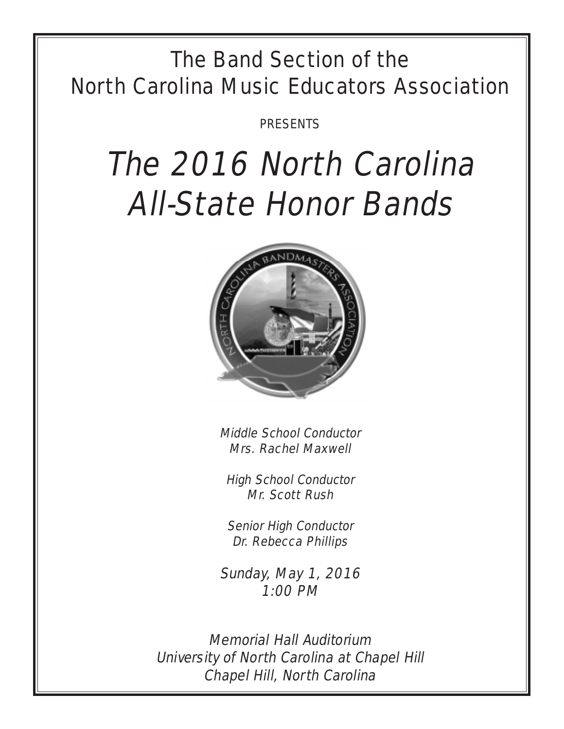The Band Section of the
North Carolina Music Educators Association

PRESENTS

# *The 2016 North Carolina All-State Honor Bands*

*Middle School Conductor*
*Mrs. Rachel Maxwell*

*High School Conductor*
*Mr. Scott Rush*

*Senior High Conductor*
*Dr. Rebecca Phillips*

*Sunday, May 1, 2016*
*1:00 PM*

*Memorial Hall Auditorium*
*University of North Carolina at Chapel Hill*
*Chapel Hill, North Carolina*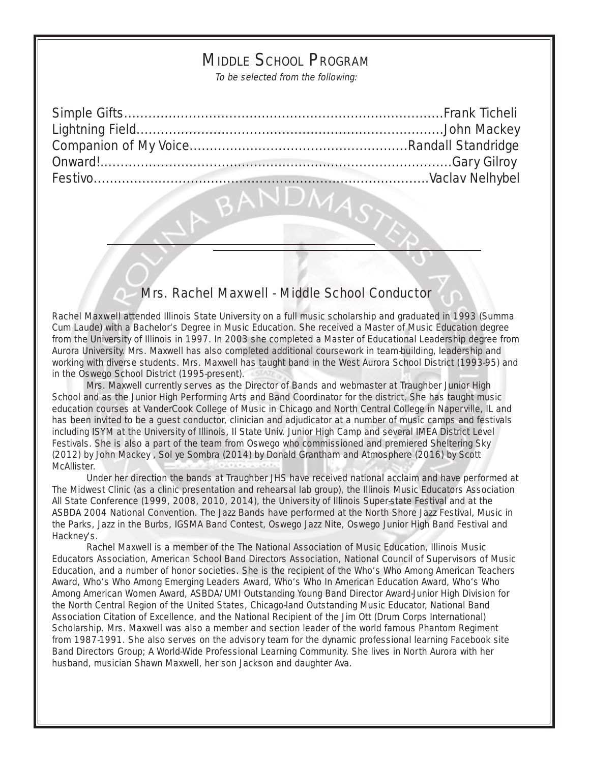# Middle School Program

*To be selected from the following:*

Simple Gifts....................................................................................Frank Ticheli
Lightning Field...............................................................................John Mackey
Companion of My Voice.....................................................Randall Standridge
Onward!...........................................................................................Gary Gilroy
Festivo........................................................................................Vaclav Nelhybel

## Mrs. Rachel Maxwell - Middle School Conductor

Rachel Maxwell attended Illinois State University on a full music scholarship and graduated in 1993 (Summa Cum Laude) with a Bachelor's Degree in Music Education. She received a Master of Music Education degree from the University of Illinois in 1997. In 2003 she completed a Master of Educational Leadership degree from Aurora University. Mrs. Maxwell has also completed additional coursework in team-building, leadership and working with diverse students. Mrs. Maxwell has taught band in the West Aurora School District (1993-95) and in the Oswego School District (1995-present).

Mrs. Maxwell currently serves as the Director of Bands and webmaster at Traughber Junior High School and as the Junior High Performing Arts and Band Coordinator for the district. She has taught music education courses at VanderCook College of Music in Chicago and North Central College in Naperville, IL and has been invited to be a guest conductor, clinician and adjudicator at a number of music camps and festivals including ISYM at the University of Illinois, Il State Univ. Junior High Camp and several IMEA District Level Festivals. She is also a part of the team from Oswego who commissioned and premiered Sheltering Sky (2012) by John Mackey , Sol ye Sombra (2014) by Donald Grantham and Atmosphere (2016) by Scott McAllister.

Under her direction the bands at Traughber JHS have received national acclaim and have performed at The Midwest Clinic (as a clinic presentation and rehearsal lab group), the Illinois Music Educators Association All State Conference (1999, 2008, 2010, 2014), the University of Illinois Super-state Festival and at the ASBDA 2004 National Convention. The Jazz Bands have performed at the North Shore Jazz Festival, Music in the Parks, Jazz in the Burbs, IGSMA Band Contest, Oswego Jazz Nite, Oswego Junior High Band Festival and Hackney's.

Rachel Maxwell is a member of the The National Association of Music Education, Illinois Music Educators Association, American School Band Directors Association, National Council of Supervisors of Music Education, and a number of honor societies. She is the recipient of the Who's Who Among American Teachers Award, Who's Who Among Emerging Leaders Award, Who's Who In American Education Award, Who's Who Among American Women Award, ASBDA/UMI Outstanding Young Band Director Award-Junior High Division for the North Central Region of the United States, Chicago-land Outstanding Music Educator, National Band Association Citation of Excellence, and the National Recipient of the Jim Ott (Drum Corps International) Scholarship. Mrs. Maxwell was also a member and section leader of the world famous Phantom Regiment from 1987-1991. She also serves on the advisory team for the dynamic professional learning Facebook site Band Directors Group; A World-Wide Professional Learning Community. She lives in North Aurora with her husband, musician Shawn Maxwell, her son Jackson and daughter Ava.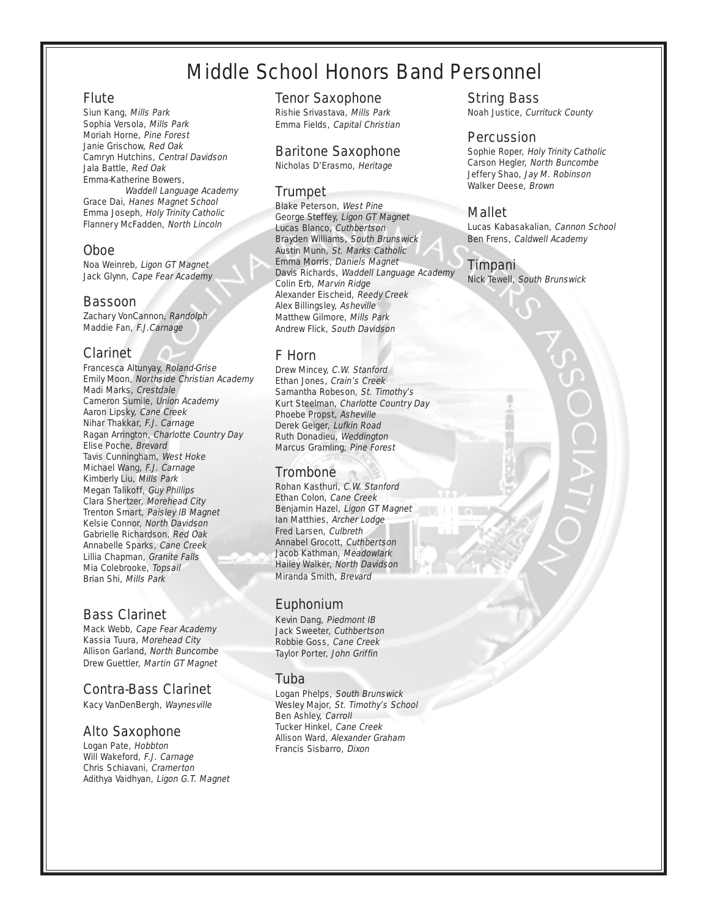# Middle School Honors Band Personnel

## Flute

Siun Kang, *Mills Park*
Sophia Versola, *Mills Park*
Moriah Horne, *Pine Forest*
Janie Grischow, *Red Oak*
Camryn Hutchins, *Central Davidson*
Jala Battle, *Red Oak*
Emma-Katherine Bowers, *Waddell Language Academy*
Grace Dai, *Hanes Magnet School*
Emma Joseph, *Holy Trinity Catholic*
Flannery McFadden, *North Lincoln*

## Oboe

Noa Weinreb, *Ligon GT Magnet*
Jack Glynn, *Cape Fear Academy*

## Bassoon

Zachary VonCannon, *Randolph*
Maddie Fan, *F.J.Carnage*

## Clarinet

Francesca Altunyay, *Roland-Grise*
Emily Moon, *Northside Christian Academy*
Madi Marks, *Crestdale*
Cameron Sumile, *Union Academy*
Aaron Lipsky, *Cane Creek*
Nihar Thakkar, *F.J. Carnage*
Ragan Arrington, *Charlotte Country Day*
Elise Poche, *Brevard*
Tavis Cunningham, *West Hoke*
Michael Wang, *F.J. Carnage*
Kimberly Liu, *Mills Park*
Megan Talikoff, *Guy Phillips*
Clara Shertzer, *Morehead City*
Trenton Smart, *Paisley IB Magnet*
Kelsie Connor, *North Davidson*
Gabrielle Richardson, *Red Oak*
Annabelle Sparks, *Cane Creek*
Lillia Chapman, *Granite Falls*
Mia Colebrooke, *Topsail*
Brian Shi, *Mills Park*

## Bass Clarinet

Mack Webb, *Cape Fear Academy*
Kassia Tuura, *Morehead City*
Allison Garland, *North Buncombe*
Drew Guettler, *Martin GT Magnet*

## Contra-Bass Clarinet

Kacy VanDenBergh, *Waynesville*

## Alto Saxophone

Logan Pate, *Hobbton*
Will Wakeford, *F.J. Carnage*
Chris Schiavani, *Cramerton*
Adithya Vaidhyan, *Ligon G.T. Magnet*

## Tenor Saxophone

Rishie Srivastava, *Mills Park*
Emma Fields, *Capital Christian*

## Baritone Saxophone

Nicholas D'Erasmo, *Heritage*

## Trumpet

Blake Peterson, *West Pine*
George Steffey, *Ligon GT Magnet*
Lucas Blanco, *Cuthbertson*
Brayden Williams, *South Brunswick*
Austin Munn, *St. Marks Catholic*
Emma Morris, *Daniels Magnet*
Davis Richards, *Waddell Language Academy*
Colin Erb, *Marvin Ridge*
Alexander Eischeid, *Reedy Creek*
Alex Billingsley, *Asheville*
Matthew Gilmore, *Mills Park*
Andrew Flick, *South Davidson*

## F Horn

Drew Mincey, *C.W. Stanford*
Ethan Jones, *Crain's Creek*
Samantha Robeson, *St. Timothy's*
Kurt Steelman, *Charlotte Country Day*
Phoebe Propst, *Asheville*
Derek Geiger, *Lufkin Road*
Ruth Donadieu, *Weddington*
Marcus Gramling, *Pine Forest*

## Trombone

Rohan Kasthuri, *C.W. Stanford*
Ethan Colon, *Cane Creek*
Benjamin Hazel, *Ligon GT Magnet*
Ian Matthies, *Archer Lodge*
Fred Larsen, *Culbreth*
Annabel Grocott, *Cuthbertson*
Jacob Kathman, *Meadowlark*
Hailey Walker, *North Davidson*
Miranda Smith, *Brevard*

## Euphonium

Kevin Dang, *Piedmont IB*
Jack Sweeter, *Cuthbertson*
Robbie Goss, *Cane Creek*
Taylor Porter, *John Griffin*

## Tuba

Logan Phelps, *South Brunswick*
Wesley Major, *St. Timothy's School*
Ben Ashley, *Carroll*
Tucker Hinkel, *Cane Creek*
Allison Ward, *Alexander Graham*
Francis Sisbarro, *Dixon*

## String Bass

Noah Justice, *Currituck County*

## Percussion

Sophie Roper, *Holy Trinity Catholic*
Carson Hegler, *North Buncombe*
Jeffery Shao, *Jay M. Robinson*
Walker Deese, *Brown*

## Mallet

Lucas Kabasakalian, *Cannon School*
Ben Frens, *Caldwell Academy*

## Timpani

Nick Tewell, *South Brunswick*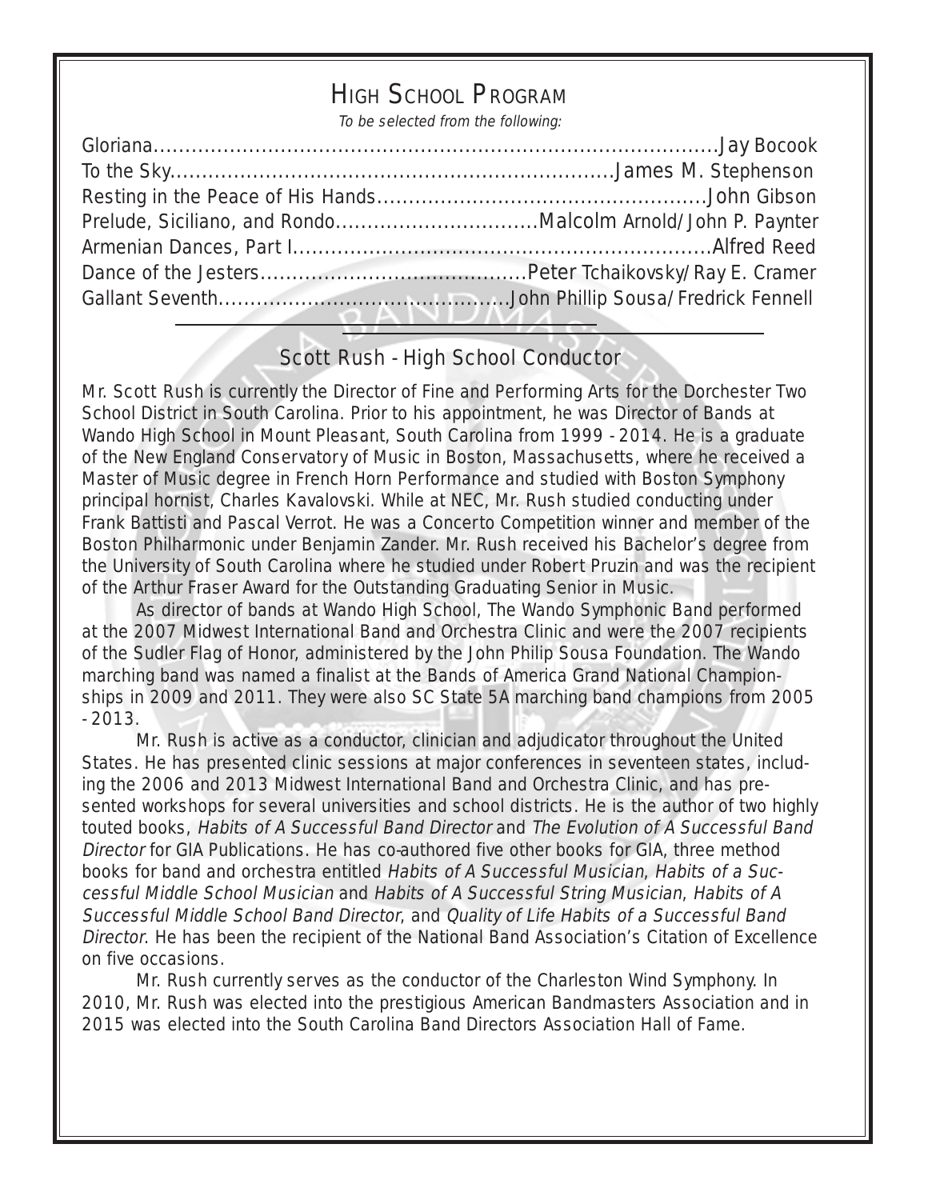# High School Program

*To be selected from the following:*

Gloriana....................Jay Bocook
To the Sky....................James M. Stephenson
Resting in the Peace of His Hands....................John Gibson
Prelude, Siciliano, and Rondo....................Malcolm Arnold/John P. Paynter
Armenian Dances, Part I....................Alfred Reed
Dance of the Jesters....................Peter Tchaikovsky/Ray E. Cramer
Gallant Seventh....................John Phillip Sousa/Fredrick Fennell

## Scott Rush - High School Conductor

Mr. Scott Rush is currently the Director of Fine and Performing Arts for the Dorchester Two School District in South Carolina. Prior to his appointment, he was Director of Bands at Wando High School in Mount Pleasant, South Carolina from 1999 - 2014. He is a graduate of the New England Conservatory of Music in Boston, Massachusetts, where he received a Master of Music degree in French Horn Performance and studied with Boston Symphony principal hornist, Charles Kavalovski. While at NEC, Mr. Rush studied conducting under Frank Battisti and Pascal Verrot. He was a Concerto Competition winner and member of the Boston Philharmonic under Benjamin Zander. Mr. Rush received his Bachelor's degree from the University of South Carolina where he studied under Robert Pruzin and was the recipient of the Arthur Fraser Award for the Outstanding Graduating Senior in Music.

As director of bands at Wando High School, The Wando Symphonic Band performed at the 2007 Midwest International Band and Orchestra Clinic and were the 2007 recipients of the Sudler Flag of Honor, administered by the John Philip Sousa Foundation. The Wando marching band was named a finalist at the Bands of America Grand National Championships in 2009 and 2011. They were also SC State 5A marching band champions from 2005 - 2013.

Mr. Rush is active as a conductor, clinician and adjudicator throughout the United States. He has presented clinic sessions at major conferences in seventeen states, including the 2006 and 2013 Midwest International Band and Orchestra Clinic, and has presented workshops for several universities and school districts. He is the author of two highly touted books, *Habits of A Successful Band Director* and *The Evolution of A Successful Band Director* for GIA Publications. He has co-authored five other books for GIA, three method books for band and orchestra entitled *Habits of A Successful Musician*, *Habits of a Successful Middle School Musician* and *Habits of A Successful String Musician*, *Habits of A Successful Middle School Band Director*, and *Quality of Life Habits of a Successful Band Director*. He has been the recipient of the National Band Association's Citation of Excellence on five occasions.

Mr. Rush currently serves as the conductor of the Charleston Wind Symphony. In 2010, Mr. Rush was elected into the prestigious American Bandmasters Association and in 2015 was elected into the South Carolina Band Directors Association Hall of Fame.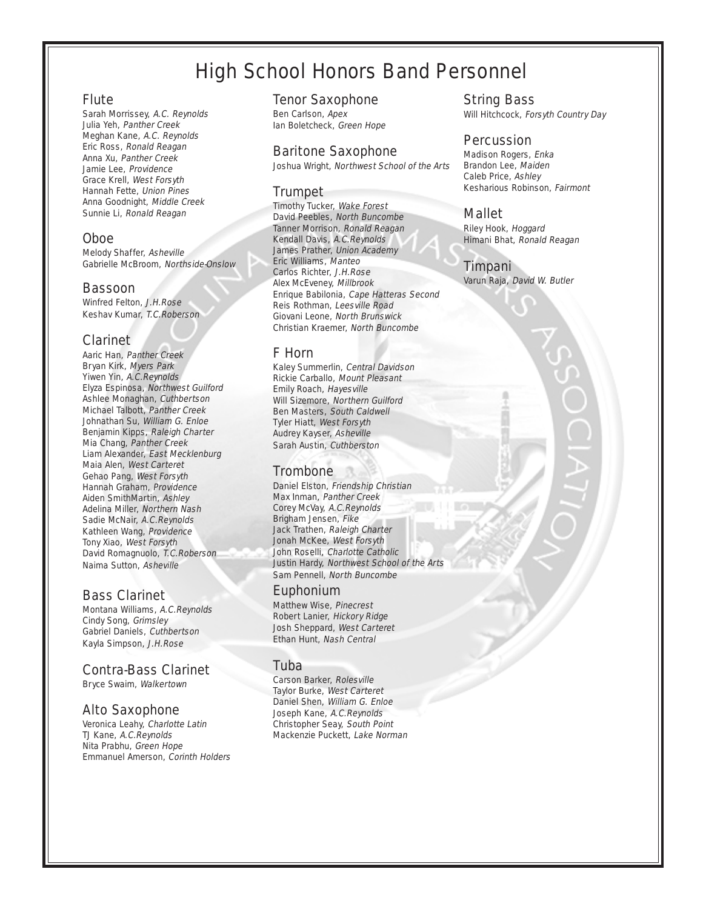# High School Honors Band Personnel

## Flute

Sarah Morrissey, *A.C. Reynolds*
Julia Yeh, *Panther Creek*
Meghan Kane, *A.C. Reynolds*
Eric Ross, *Ronald Reagan*
Anna Xu, *Panther Creek*
Jamie Lee, *Providence*
Grace Krell, *West Forsyth*
Hannah Fette, *Union Pines*
Anna Goodnight, *Middle Creek*
Sunnie Li, *Ronald Reagan*

## Oboe

Melody Shaffer, *Asheville*
Gabrielle McBroom, *Northside-Onslow*

## Bassoon

Winfred Felton, *J.H.Rose*
Keshav Kumar, *T.C.Roberson*

## Clarinet

Aaric Han, *Panther Creek*
Bryan Kirk, *Myers Park*
Yiwen Yin, *A.C.Reynolds*
Elyza Espinosa, *Northwest Guilford*
Ashlee Monaghan, *Cuthbertson*
Michael Talbott, *Panther Creek*
Johnathan Su, *William G. Enloe*
Benjamin Kipps, *Raleigh Charter*
Mia Chang, *Panther Creek*
Liam Alexander, *East Mecklenburg*
Maia Alen, *West Carteret*
Gehao Pang, *West Forsyth*
Hannah Graham, *Providence*
Aiden SmithMartin, *Ashley*
Adelina Miller, *Northern Nash*
Sadie McNair, *A.C.Reynolds*
Kathleen Wang, *Providence*
Tony Xiao, *West Forsyth*
David Romagnuolo, *T.C.Roberson*
Naima Sutton, *Asheville*

## Bass Clarinet

Montana Williams, *A.C.Reynolds*
Cindy Song, *Grimsley*
Gabriel Daniels, *Cuthbertson*
Kayla Simpson, *J.H.Rose*

## Contra-Bass Clarinet

Bryce Swaim, *Walkertown*

## Alto Saxophone

Veronica Leahy, *Charlotte Latin*
TJ Kane, *A.C.Reynolds*
Nita Prabhu, *Green Hope*
Emmanuel Amerson, *Corinth Holders*

## Tenor Saxophone

Ben Carlson, *Apex*
Ian Boletcheck, *Green Hope*

## Baritone Saxophone

Joshua Wright, *Northwest School of the Arts*

## Trumpet

Timothy Tucker, *Wake Forest*
David Peebles, *North Buncombe*
Tanner Morrison, *Ronald Reagan*
Kendall Davis, *A.C.Reynolds*
James Prather, *Union Academy*
Eric Williams, *Manteo*
Carlos Richter, *J.H.Rose*
Alex McEveney, *Millbrook*
Enrique Babilonia, *Cape Hatteras Second*
Reis Rothman, *Leesville Road*
Giovani Leone, *North Brunswick*
Christian Kraemer, *North Buncombe*

## F Horn

Kaley Summerlin, *Central Davidson*
Rickie Carballo, *Mount Pleasant*
Emily Roach, *Hayesville*
Will Sizemore, *Northern Guilford*
Ben Masters, *South Caldwell*
Tyler Hiatt, *West Forsyth*
Audrey Kayser, *Asheville*
Sarah Austin, *Cuthberston*

## Trombone

Daniel Elston, *Friendship Christian*
Max Inman, *Panther Creek*
Corey McVay, *A.C.Reynolds*
Brigham Jensen, *Fike*
Jack Trathen, *Raleigh Charter*
Jonah McKee, *West Forsyth*
John Roselli, *Charlotte Catholic*
Justin Hardy, *Northwest School of the Arts*
Sam Pennell, *North Buncombe*

## Euphonium

Matthew Wise, *Pinecrest*
Robert Lanier, *Hickory Ridge*
Josh Sheppard, *West Carteret*
Ethan Hunt, *Nash Central*

## Tuba

Carson Barker, *Rolesville*
Taylor Burke, *West Carteret*
Daniel Shen, *William G. Enloe*
Joseph Kane, *A.C.Reynolds*
Christopher Seay, *South Point*
Mackenzie Puckett, *Lake Norman*

## String Bass

Will Hitchcock, *Forsyth Country Day*

## Percussion

Madison Rogers, *Enka*
Brandon Lee, *Maiden*
Caleb Price, *Ashley*
Kesharious Robinson, *Fairmont*

## Mallet

Riley Hook, *Hoggard*
Himani Bhat, *Ronald Reagan*

## Timpani

Varun Raja, *David W. Butler*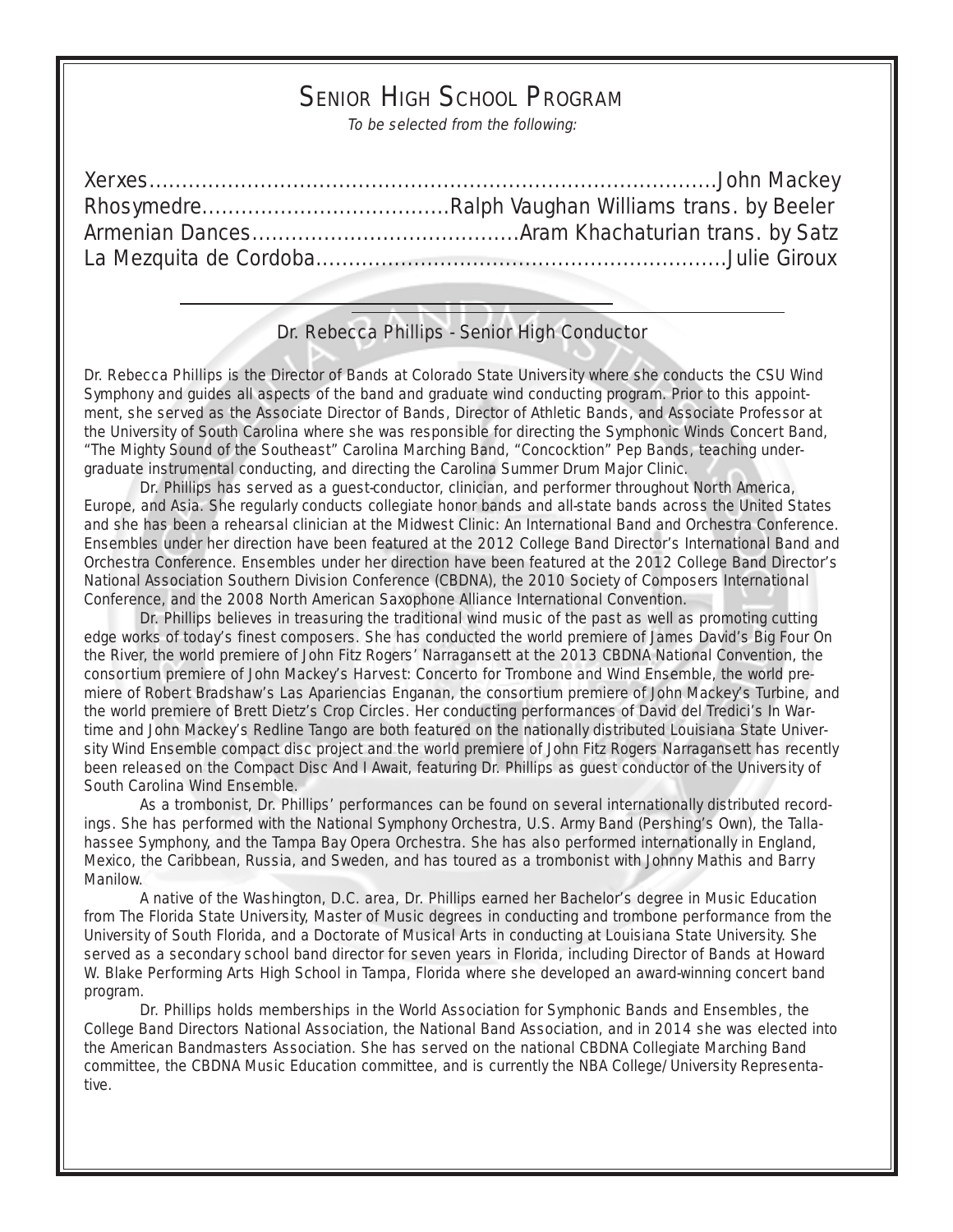# Senior High School Program

*To be selected from the following:*

Xerxes.............................................................................John Mackey
Rhosymedre......................................Ralph Vaughan Williams trans. by Beeler
Armenian Dances.........................................Aram Khachaturian trans. by Satz
La Mezquita de Cordoba..............................................................Julie Giroux

---

## Dr. Rebecca Phillips - Senior High Conductor

Dr. Rebecca Phillips is the Director of Bands at Colorado State University where she conducts the CSU Wind Symphony and guides all aspects of the band and graduate wind conducting program. Prior to this appointment, she served as the Associate Director of Bands, Director of Athletic Bands, and Associate Professor at the University of South Carolina where she was responsible for directing the Symphonic Winds Concert Band, "The Mighty Sound of the Southeast" Carolina Marching Band, "Concocktion" Pep Bands, teaching undergraduate instrumental conducting, and directing the Carolina Summer Drum Major Clinic.

Dr. Phillips has served as a guest-conductor, clinician, and performer throughout North America, Europe, and Asia. She regularly conducts collegiate honor bands and all-state bands across the United States and she has been a rehearsal clinician at the Midwest Clinic: An International Band and Orchestra Conference. Ensembles under her direction have been featured at the 2012 College Band Director's International Band and Orchestra Conference. Ensembles under her direction have been featured at the 2012 College Band Director's National Association Southern Division Conference (CBDNA), the 2010 Society of Composers International Conference, and the 2008 North American Saxophone Alliance International Convention.

Dr. Phillips believes in treasuring the traditional wind music of the past as well as promoting cutting edge works of today's finest composers. She has conducted the world premiere of James David's Big Four On the River, the world premiere of John Fitz Rogers' Narragansett at the 2013 CBDNA National Convention, the consortium premiere of John Mackey's Harvest: Concerto for Trombone and Wind Ensemble, the world premiere of Robert Bradshaw's Las Apariencias Enganan, the consortium premiere of John Mackey's Turbine, and the world premiere of Brett Dietz's Crop Circles. Her conducting performances of David del Tredici's In Wartime and John Mackey's Redline Tango are both featured on the nationally distributed Louisiana State University Wind Ensemble compact disc project and the world premiere of John Fitz Rogers Narragansett has recently been released on the Compact Disc And I Await, featuring Dr. Phillips as guest conductor of the University of South Carolina Wind Ensemble.

As a trombonist, Dr. Phillips' performances can be found on several internationally distributed recordings. She has performed with the National Symphony Orchestra, U.S. Army Band (Pershing's Own), the Tallahassee Symphony, and the Tampa Bay Opera Orchestra. She has also performed internationally in England, Mexico, the Caribbean, Russia, and Sweden, and has toured as a trombonist with Johnny Mathis and Barry Manilow.

A native of the Washington, D.C. area, Dr. Phillips earned her Bachelor's degree in Music Education from The Florida State University, Master of Music degrees in conducting and trombone performance from the University of South Florida, and a Doctorate of Musical Arts in conducting at Louisiana State University. She served as a secondary school band director for seven years in Florida, including Director of Bands at Howard W. Blake Performing Arts High School in Tampa, Florida where she developed an award-winning concert band program.

Dr. Phillips holds memberships in the World Association for Symphonic Bands and Ensembles, the College Band Directors National Association, the National Band Association, and in 2014 she was elected into the American Bandmasters Association. She has served on the national CBDNA Collegiate Marching Band committee, the CBDNA Music Education committee, and is currently the NBA College/University Representative.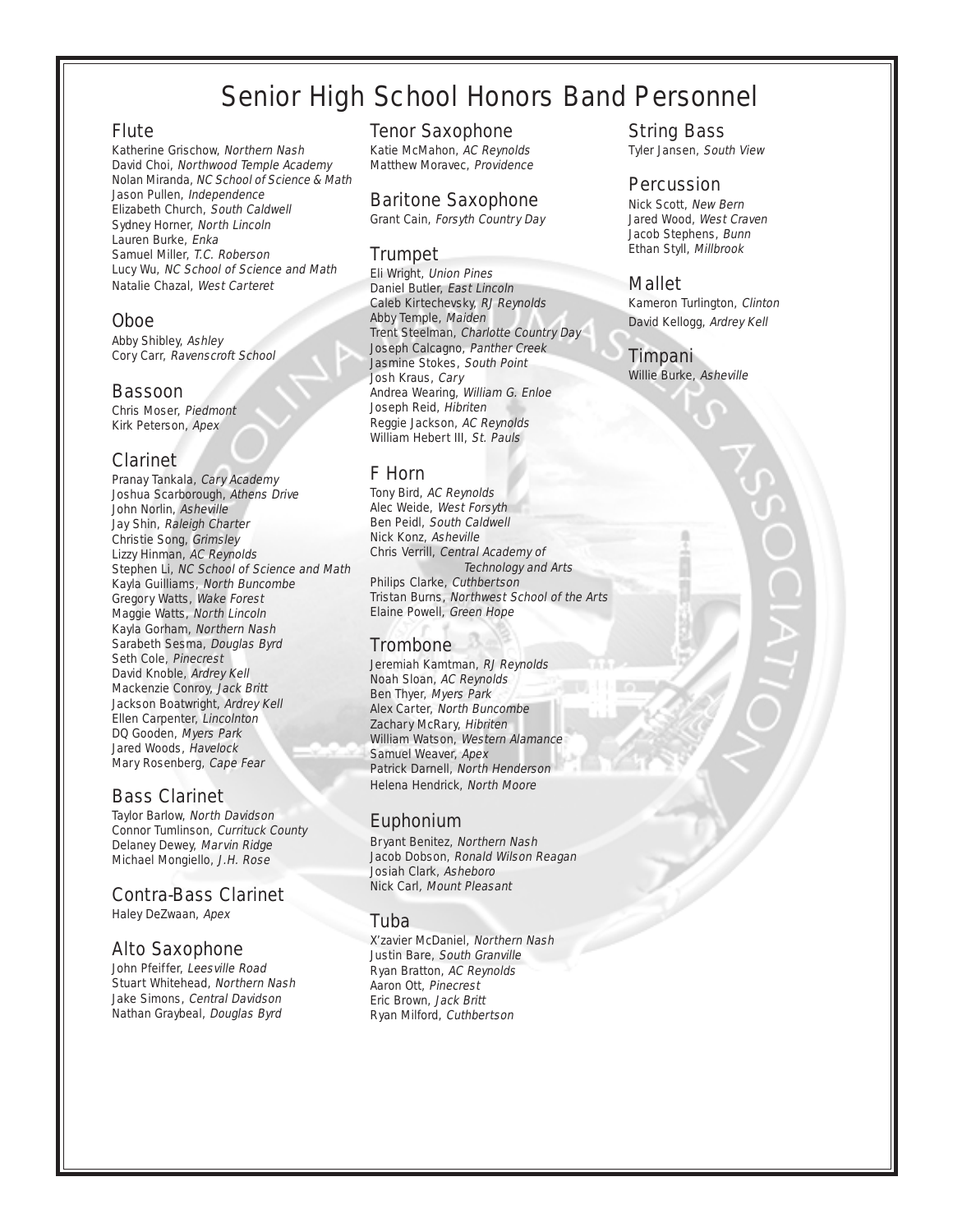# Senior High School Honors Band Personnel

## Flute

Katherine Grischow, *Northern Nash*
David Choi, *Northwood Temple Academy*
Nolan Miranda, *NC School of Science & Math*
Jason Pullen, *Independence*
Elizabeth Church, *South Caldwell*
Sydney Horner, *North Lincoln*
Lauren Burke, *Enka*
Samuel Miller, *T.C. Roberson*
Lucy Wu, *NC School of Science and Math*
Natalie Chazal, *West Carteret*

## Oboe

Abby Shibley, *Ashley*
Cory Carr, *Ravenscroft School*

## Bassoon

Chris Moser, *Piedmont*
Kirk Peterson, *Apex*

## Clarinet

Pranay Tankala, *Cary Academy*
Joshua Scarborough, *Athens Drive*
John Norlin, *Asheville*
Jay Shin, *Raleigh Charter*
Christie Song, *Grimsley*
Lizzy Hinman, *AC Reynolds*
Stephen Li, *NC School of Science and Math*
Kayla Guilliams, *North Buncombe*
Gregory Watts, *Wake Forest*
Maggie Watts, *North Lincoln*
Kayla Gorham, *Northern Nash*
Sarabeth Sesma, *Douglas Byrd*
Seth Cole, *Pinecrest*
David Knoble, *Ardrey Kell*
Mackenzie Conroy, *Jack Britt*
Jackson Boatwright, *Ardrey Kell*
Ellen Carpenter, *Lincolnton*
DQ Gooden, *Myers Park*
Jared Woods, *Havelock*
Mary Rosenberg, *Cape Fear*

## Bass Clarinet

Taylor Barlow, *North Davidson*
Connor Tumlinson, *Currituck County*
Delaney Dewey, *Marvin Ridge*
Michael Mongiello, *J.H. Rose*

## Contra-Bass Clarinet

Haley DeZwaan, *Apex*

## Alto Saxophone

John Pfeiffer, *Leesville Road*
Stuart Whitehead, *Northern Nash*
Jake Simons, *Central Davidson*
Nathan Graybeal, *Douglas Byrd*

## Tenor Saxophone

Katie McMahon, *AC Reynolds*
Matthew Moravec, *Providence*

## Baritone Saxophone

Grant Cain, *Forsyth Country Day*

## Trumpet

Eli Wright, *Union Pines*
Daniel Butler, *East Lincoln*
Caleb Kirtechevsky, *RJ Reynolds*
Abby Temple, *Maiden*
Trent Steelman, *Charlotte Country Day*
Joseph Calcagno, *Panther Creek*
Jasmine Stokes, *South Point*
Josh Kraus, *Cary*
Andrea Wearing, *William G. Enloe*
Joseph Reid, *Hibriten*
Reggie Jackson, *AC Reynolds*
William Hebert III, *St. Pauls*

## F Horn

Tony Bird, *AC Reynolds*
Alec Weide, *West Forsyth*
Ben Peidl, *South Caldwell*
Nick Konz, *Asheville*
Chris Verrill, *Central Academy of Technology and Arts*
Philips Clarke, *Cuthbertson*
Tristan Burns, *Northwest School of the Arts*
Elaine Powell, *Green Hope*

## Trombone

Jeremiah Kamtman, *RJ Reynolds*
Noah Sloan, *AC Reynolds*
Ben Thyer, *Myers Park*
Alex Carter, *North Buncombe*
Zachary McRary, *Hibriten*
William Watson, *Western Alamance*
Samuel Weaver, *Apex*
Patrick Darnell, *North Henderson*
Helena Hendrick, *North Moore*

## Euphonium

Bryant Benitez, *Northern Nash*
Jacob Dobson, *Ronald Wilson Reagan*
Josiah Clark, *Asheboro*
Nick Carl, *Mount Pleasant*

## Tuba

X'zavier McDaniel, *Northern Nash*
Justin Bare, *South Granville*
Ryan Bratton, *AC Reynolds*
Aaron Ott, *Pinecrest*
Eric Brown, *Jack Britt*
Ryan Milford, *Cuthbertson*

## String Bass

Tyler Jansen, *South View*

## Percussion

Nick Scott, *New Bern*
Jared Wood, *West Craven*
Jacob Stephens, *Bunn*
Ethan Styll, *Millbrook*

## Mallet

Kameron Turlington, *Clinton*
David Kellogg, *Ardrey Kell*

## Timpani

Willie Burke, *Asheville*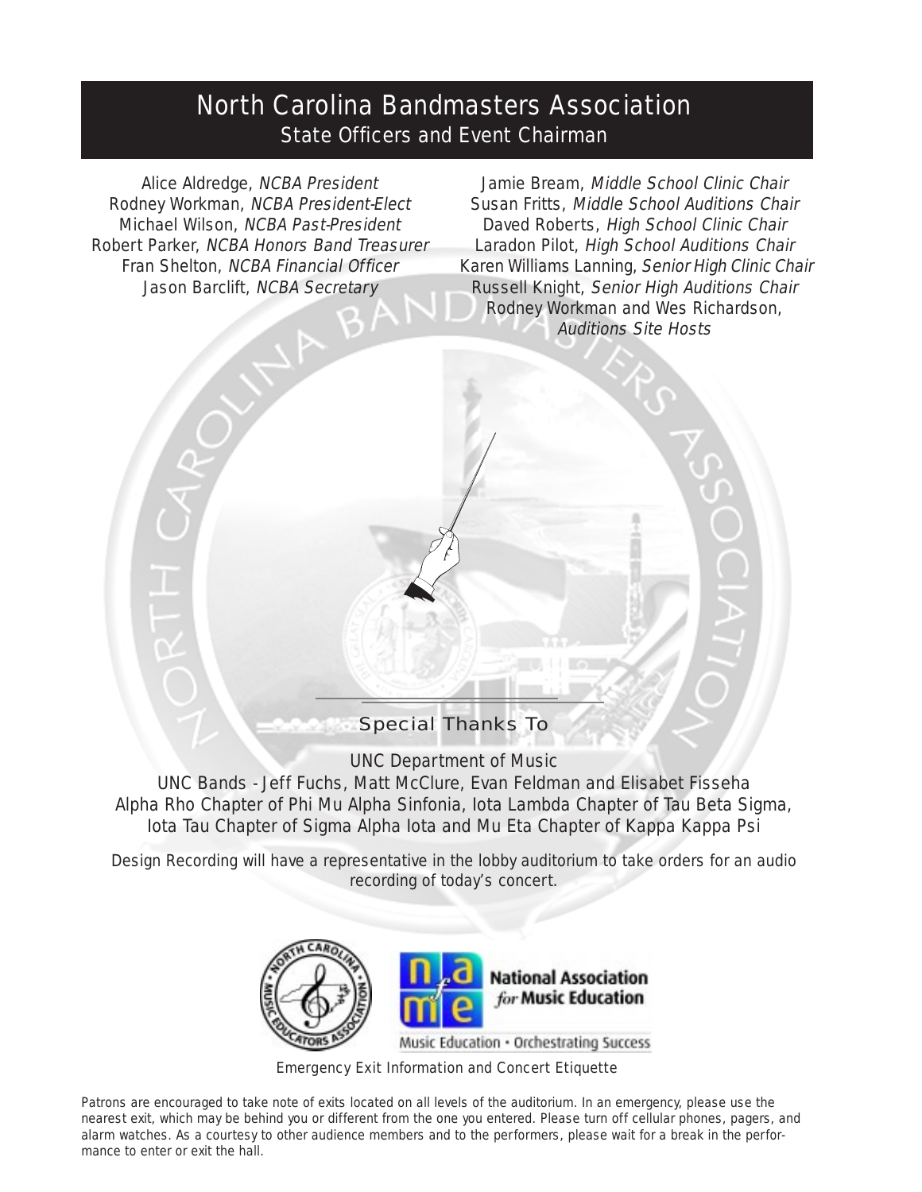# North Carolina Bandmasters Association

## State Officers and Event Chairman

Alice Aldredge, *NCBA President*
Rodney Workman, *NCBA President-Elect*
Michael Wilson, *NCBA Past-President*
Robert Parker, *NCBA Honors Band Treasurer*
Fran Shelton, *NCBA Financial Officer*
Jason Barclift, *NCBA Secretary*

Jamie Bream, *Middle School Clinic Chair*
Susan Fritts, *Middle School Auditions Chair*
Daved Roberts, *High School Clinic Chair*
Laradon Pilot, *High School Auditions Chair*
Karen Williams Lanning, *Senior High Clinic Chair*
Russell Knight, *Senior High Auditions Chair*
Rodney Workman and Wes Richardson, *Auditions Site Hosts*

## Special Thanks To

UNC Department of Music
UNC Bands - Jeff Fuchs, Matt McClure, Evan Feldman and Elisabet Fisseha
Alpha Rho Chapter of Phi Mu Alpha Sinfonia, Iota Lambda Chapter of Tau Beta Sigma, Iota Tau Chapter of Sigma Alpha Iota and Mu Eta Chapter of Kappa Kappa Psi

Design Recording will have a representative in the lobby auditorium to take orders for an audio recording of today's concert.

National Association for Music Education
Music Education • Orchestrating Success

Emergency Exit Information and Concert Etiquette

Patrons are encouraged to take note of exits located on all levels of the auditorium. In an emergency, please use the nearest exit, which may be behind you or different from the one you entered. Please turn off cellular phones, pagers, and alarm watches. As a courtesy to other audience members and to the performers, please wait for a break in the performance to enter or exit the hall.